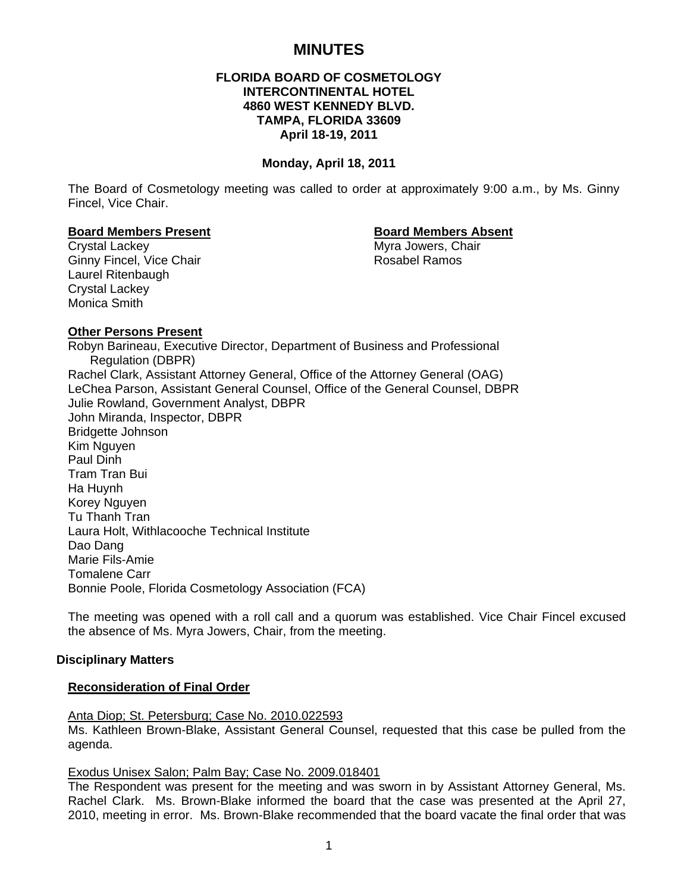# MINUTES

**FLORIDA BOARD OF COSMETOLOGY**
**INTERCONTINENTAL HOTEL**
**4860 WEST KENNEDY BLVD.**
**TAMPA, FLORIDA 33609**
**April 18-19, 2011**

**Monday, April 18, 2011**

The Board of Cosmetology meeting was called to order at approximately 9:00 a.m., by Ms. Ginny Fincel, Vice Chair.

**Board Members Present**

Crystal Lackey
Ginny Fincel, Vice Chair
Laurel Ritenbaugh
Crystal Lackey
Monica Smith

**Board Members Absent**

Myra Jowers, Chair
Rosabel Ramos

**Other Persons Present**

Robyn Barineau, Executive Director, Department of Business and Professional Regulation (DBPR)
Rachel Clark, Assistant Attorney General, Office of the Attorney General (OAG)
LeChea Parson, Assistant General Counsel, Office of the General Counsel, DBPR
Julie Rowland, Government Analyst, DBPR
John Miranda, Inspector, DBPR
Bridgette Johnson
Kim Nguyen
Paul Dinh
Tram Tran Bui
Ha Huynh
Korey Nguyen
Tu Thanh Tran
Laura Holt, Withlacooche Technical Institute
Dao Dang
Marie Fils-Amie
Tomalene Carr
Bonnie Poole, Florida Cosmetology Association (FCA)

The meeting was opened with a roll call and a quorum was established. Vice Chair Fincel excused the absence of Ms. Myra Jowers, Chair, from the meeting.

**Disciplinary Matters**

**Reconsideration of Final Order**

Anta Diop; St. Petersburg; Case No. 2010.022593
Ms. Kathleen Brown-Blake, Assistant General Counsel, requested that this case be pulled from the agenda.

Exodus Unisex Salon; Palm Bay; Case No. 2009.018401
The Respondent was present for the meeting and was sworn in by Assistant Attorney General, Ms. Rachel Clark. Ms. Brown-Blake informed the board that the case was presented at the April 27, 2010, meeting in error. Ms. Brown-Blake recommended that the board vacate the final order that was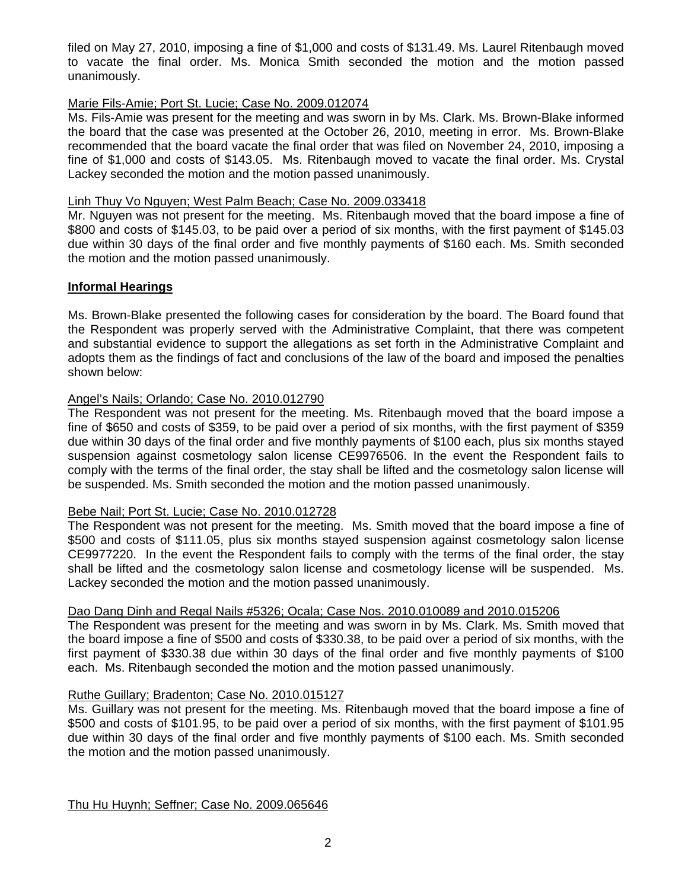filed on May 27, 2010, imposing a fine of $1,000 and costs of $131.49. Ms. Laurel Ritenbaugh moved to vacate the final order. Ms. Monica Smith seconded the motion and the motion passed unanimously.

Marie Fils-Amie; Port St. Lucie; Case No. 2009.012074

Ms. Fils-Amie was present for the meeting and was sworn in by Ms. Clark. Ms. Brown-Blake informed the board that the case was presented at the October 26, 2010, meeting in error. Ms. Brown-Blake recommended that the board vacate the final order that was filed on November 24, 2010, imposing a fine of $1,000 and costs of $143.05. Ms. Ritenbaugh moved to vacate the final order. Ms. Crystal Lackey seconded the motion and the motion passed unanimously.

Linh Thuy Vo Nguyen; West Palm Beach; Case No. 2009.033418

Mr. Nguyen was not present for the meeting. Ms. Ritenbaugh moved that the board impose a fine of $800 and costs of $145.03, to be paid over a period of six months, with the first payment of $145.03 due within 30 days of the final order and five monthly payments of $160 each. Ms. Smith seconded the motion and the motion passed unanimously.

**Informal Hearings**

Ms. Brown-Blake presented the following cases for consideration by the board. The Board found that the Respondent was properly served with the Administrative Complaint, that there was competent and substantial evidence to support the allegations as set forth in the Administrative Complaint and adopts them as the findings of fact and conclusions of the law of the board and imposed the penalties shown below:

Angel's Nails; Orlando; Case No. 2010.012790

The Respondent was not present for the meeting. Ms. Ritenbaugh moved that the board impose a fine of $650 and costs of $359, to be paid over a period of six months, with the first payment of $359 due within 30 days of the final order and five monthly payments of $100 each, plus six months stayed suspension against cosmetology salon license CE9976506. In the event the Respondent fails to comply with the terms of the final order, the stay shall be lifted and the cosmetology salon license will be suspended. Ms. Smith seconded the motion and the motion passed unanimously.

Bebe Nail; Port St. Lucie; Case No. 2010.012728

The Respondent was not present for the meeting. Ms. Smith moved that the board impose a fine of $500 and costs of $111.05, plus six months stayed suspension against cosmetology salon license CE9977220. In the event the Respondent fails to comply with the terms of the final order, the stay shall be lifted and the cosmetology salon license and cosmetology license will be suspended. Ms. Lackey seconded the motion and the motion passed unanimously.

Dao Dang Dinh and Regal Nails #5326; Ocala; Case Nos. 2010.010089 and 2010.015206

The Respondent was present for the meeting and was sworn in by Ms. Clark. Ms. Smith moved that the board impose a fine of $500 and costs of $330.38, to be paid over a period of six months, with the first payment of $330.38 due within 30 days of the final order and five monthly payments of $100 each. Ms. Ritenbaugh seconded the motion and the motion passed unanimously.

Ruthe Guillary; Bradenton; Case No. 2010.015127

Ms. Guillary was not present for the meeting. Ms. Ritenbaugh moved that the board impose a fine of $500 and costs of $101.95, to be paid over a period of six months, with the first payment of $101.95 due within 30 days of the final order and five monthly payments of $100 each. Ms. Smith seconded the motion and the motion passed unanimously.

Thu Hu Huynh; Seffner; Case No. 2009.065646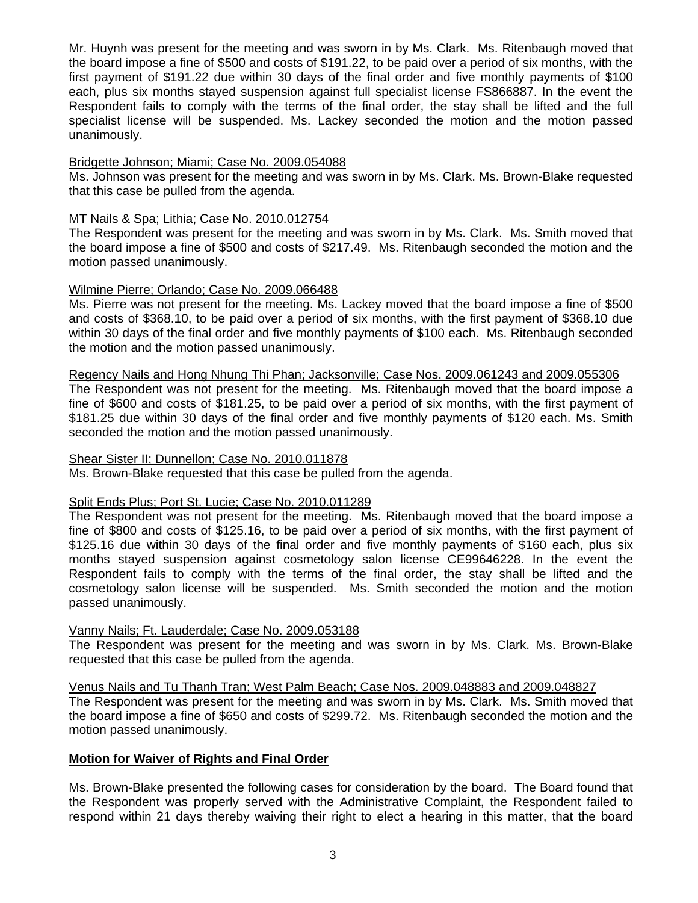Mr. Huynh was present for the meeting and was sworn in by Ms. Clark. Ms. Ritenbaugh moved that the board impose a fine of $500 and costs of $191.22, to be paid over a period of six months, with the first payment of $191.22 due within 30 days of the final order and five monthly payments of $100 each, plus six months stayed suspension against full specialist license FS866887. In the event the Respondent fails to comply with the terms of the final order, the stay shall be lifted and the full specialist license will be suspended. Ms. Lackey seconded the motion and the motion passed unanimously.

Bridgette Johnson; Miami; Case No. 2009.054088

Ms. Johnson was present for the meeting and was sworn in by Ms. Clark. Ms. Brown-Blake requested that this case be pulled from the agenda.

MT Nails & Spa; Lithia; Case No. 2010.012754

The Respondent was present for the meeting and was sworn in by Ms. Clark. Ms. Smith moved that the board impose a fine of $500 and costs of $217.49. Ms. Ritenbaugh seconded the motion and the motion passed unanimously.

Wilmine Pierre; Orlando; Case No. 2009.066488

Ms. Pierre was not present for the meeting. Ms. Lackey moved that the board impose a fine of $500 and costs of $368.10, to be paid over a period of six months, with the first payment of $368.10 due within 30 days of the final order and five monthly payments of $100 each. Ms. Ritenbaugh seconded the motion and the motion passed unanimously.

Regency Nails and Hong Nhung Thi Phan; Jacksonville; Case Nos. 2009.061243 and 2009.055306

The Respondent was not present for the meeting. Ms. Ritenbaugh moved that the board impose a fine of $600 and costs of $181.25, to be paid over a period of six months, with the first payment of $181.25 due within 30 days of the final order and five monthly payments of $120 each. Ms. Smith seconded the motion and the motion passed unanimously.

Shear Sister II; Dunnellon; Case No. 2010.011878

Ms. Brown-Blake requested that this case be pulled from the agenda.

Split Ends Plus; Port St. Lucie; Case No. 2010.011289

The Respondent was not present for the meeting. Ms. Ritenbaugh moved that the board impose a fine of $800 and costs of $125.16, to be paid over a period of six months, with the first payment of $125.16 due within 30 days of the final order and five monthly payments of $160 each, plus six months stayed suspension against cosmetology salon license CE99646228. In the event the Respondent fails to comply with the terms of the final order, the stay shall be lifted and the cosmetology salon license will be suspended. Ms. Smith seconded the motion and the motion passed unanimously.

Vanny Nails; Ft. Lauderdale; Case No. 2009.053188

The Respondent was present for the meeting and was sworn in by Ms. Clark. Ms. Brown-Blake requested that this case be pulled from the agenda.

Venus Nails and Tu Thanh Tran; West Palm Beach; Case Nos. 2009.048883 and 2009.048827

The Respondent was present for the meeting and was sworn in by Ms. Clark. Ms. Smith moved that the board impose a fine of $650 and costs of $299.72. Ms. Ritenbaugh seconded the motion and the motion passed unanimously.

**Motion for Waiver of Rights and Final Order**

Ms. Brown-Blake presented the following cases for consideration by the board. The Board found that the Respondent was properly served with the Administrative Complaint, the Respondent failed to respond within 21 days thereby waiving their right to elect a hearing in this matter, that the board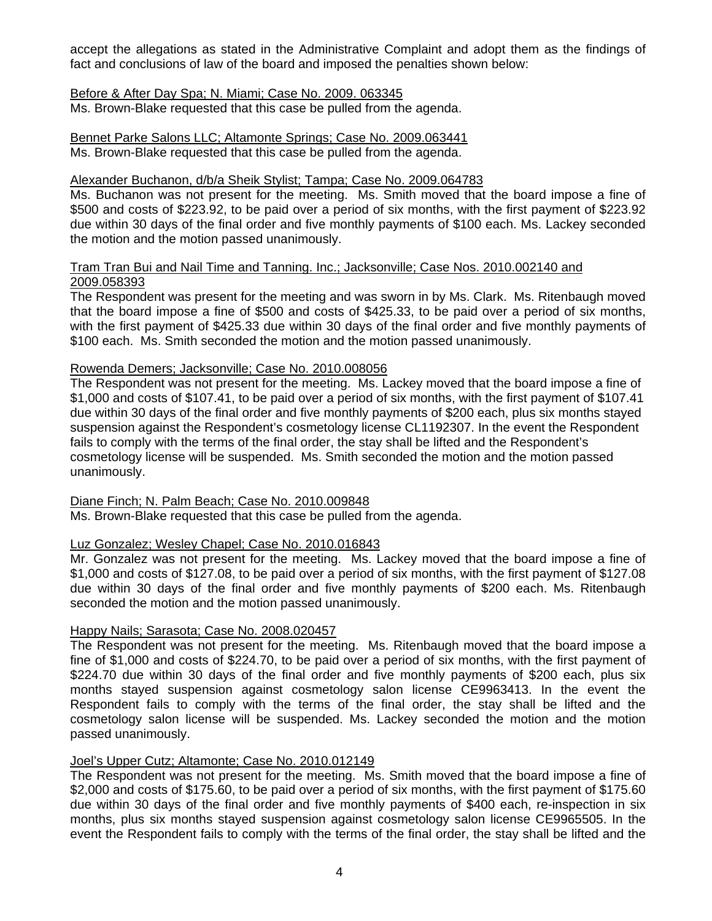accept the allegations as stated in the Administrative Complaint and adopt them as the findings of fact and conclusions of law of the board and imposed the penalties shown below:

Before & After Day Spa; N. Miami; Case No. 2009. 063345
Ms. Brown-Blake requested that this case be pulled from the agenda.

Bennet Parke Salons LLC; Altamonte Springs; Case No. 2009.063441
Ms. Brown-Blake requested that this case be pulled from the agenda.

Alexander Buchanon, d/b/a Sheik Stylist; Tampa; Case No. 2009.064783
Ms. Buchanon was not present for the meeting. Ms. Smith moved that the board impose a fine of $500 and costs of $223.92, to be paid over a period of six months, with the first payment of $223.92 due within 30 days of the final order and five monthly payments of $100 each. Ms. Lackey seconded the motion and the motion passed unanimously.

Tram Tran Bui and Nail Time and Tanning. Inc.; Jacksonville; Case Nos. 2010.002140 and 2009.058393
The Respondent was present for the meeting and was sworn in by Ms. Clark. Ms. Ritenbaugh moved that the board impose a fine of $500 and costs of $425.33, to be paid over a period of six months, with the first payment of $425.33 due within 30 days of the final order and five monthly payments of $100 each. Ms. Smith seconded the motion and the motion passed unanimously.

Rowenda Demers; Jacksonville; Case No. 2010.008056
The Respondent was not present for the meeting. Ms. Lackey moved that the board impose a fine of $1,000 and costs of $107.41, to be paid over a period of six months, with the first payment of $107.41 due within 30 days of the final order and five monthly payments of $200 each, plus six months stayed suspension against the Respondent's cosmetology license CL1192307. In the event the Respondent fails to comply with the terms of the final order, the stay shall be lifted and the Respondent's cosmetology license will be suspended. Ms. Smith seconded the motion and the motion passed unanimously.

Diane Finch; N. Palm Beach; Case No. 2010.009848
Ms. Brown-Blake requested that this case be pulled from the agenda.

Luz Gonzalez; Wesley Chapel; Case No. 2010.016843
Mr. Gonzalez was not present for the meeting. Ms. Lackey moved that the board impose a fine of $1,000 and costs of $127.08, to be paid over a period of six months, with the first payment of $127.08 due within 30 days of the final order and five monthly payments of $200 each. Ms. Ritenbaugh seconded the motion and the motion passed unanimously.

Happy Nails; Sarasota; Case No. 2008.020457
The Respondent was not present for the meeting. Ms. Ritenbaugh moved that the board impose a fine of $1,000 and costs of $224.70, to be paid over a period of six months, with the first payment of $224.70 due within 30 days of the final order and five monthly payments of $200 each, plus six months stayed suspension against cosmetology salon license CE9963413. In the event the Respondent fails to comply with the terms of the final order, the stay shall be lifted and the cosmetology salon license will be suspended. Ms. Lackey seconded the motion and the motion passed unanimously.

Joel's Upper Cutz; Altamonte; Case No. 2010.012149
The Respondent was not present for the meeting. Ms. Smith moved that the board impose a fine of $2,000 and costs of $175.60, to be paid over a period of six months, with the first payment of $175.60 due within 30 days of the final order and five monthly payments of $400 each, re-inspection in six months, plus six months stayed suspension against cosmetology salon license CE9965505. In the event the Respondent fails to comply with the terms of the final order, the stay shall be lifted and the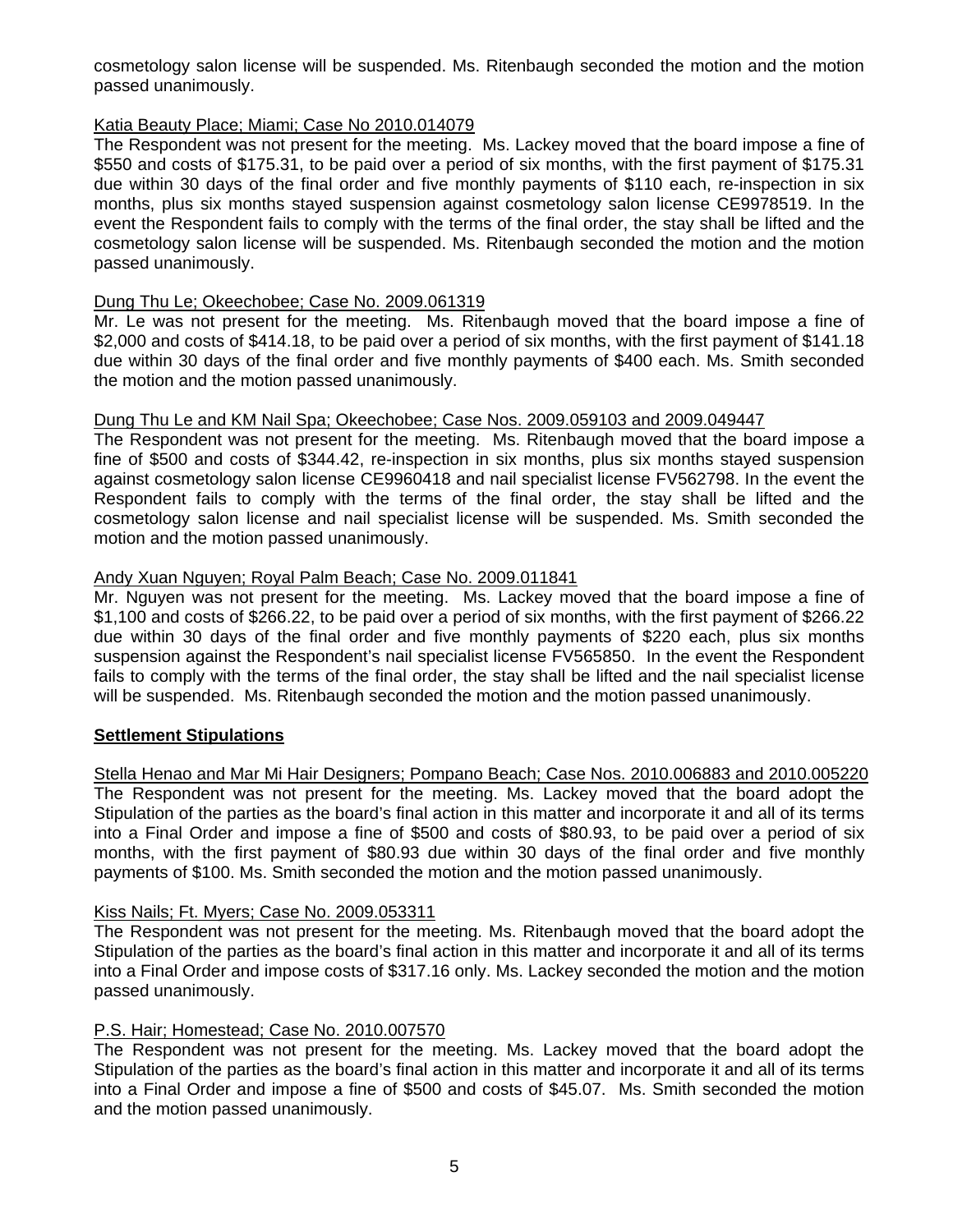cosmetology salon license will be suspended. Ms. Ritenbaugh seconded the motion and the motion passed unanimously.

Katia Beauty Place; Miami; Case No 2010.014079

The Respondent was not present for the meeting. Ms. Lackey moved that the board impose a fine of $550 and costs of $175.31, to be paid over a period of six months, with the first payment of $175.31 due within 30 days of the final order and five monthly payments of $110 each, re-inspection in six months, plus six months stayed suspension against cosmetology salon license CE9978519. In the event the Respondent fails to comply with the terms of the final order, the stay shall be lifted and the cosmetology salon license will be suspended. Ms. Ritenbaugh seconded the motion and the motion passed unanimously.

Dung Thu Le; Okeechobee; Case No. 2009.061319

Mr. Le was not present for the meeting. Ms. Ritenbaugh moved that the board impose a fine of $2,000 and costs of $414.18, to be paid over a period of six months, with the first payment of $141.18 due within 30 days of the final order and five monthly payments of $400 each. Ms. Smith seconded the motion and the motion passed unanimously.

Dung Thu Le and KM Nail Spa; Okeechobee; Case Nos. 2009.059103 and 2009.049447

The Respondent was not present for the meeting. Ms. Ritenbaugh moved that the board impose a fine of $500 and costs of $344.42, re-inspection in six months, plus six months stayed suspension against cosmetology salon license CE9960418 and nail specialist license FV562798. In the event the Respondent fails to comply with the terms of the final order, the stay shall be lifted and the cosmetology salon license and nail specialist license will be suspended. Ms. Smith seconded the motion and the motion passed unanimously.

Andy Xuan Nguyen; Royal Palm Beach; Case No. 2009.011841

Mr. Nguyen was not present for the meeting. Ms. Lackey moved that the board impose a fine of $1,100 and costs of $266.22, to be paid over a period of six months, with the first payment of $266.22 due within 30 days of the final order and five monthly payments of $220 each, plus six months suspension against the Respondent's nail specialist license FV565850. In the event the Respondent fails to comply with the terms of the final order, the stay shall be lifted and the nail specialist license will be suspended. Ms. Ritenbaugh seconded the motion and the motion passed unanimously.

**Settlement Stipulations**

Stella Henao and Mar Mi Hair Designers; Pompano Beach; Case Nos. 2010.006883 and 2010.005220

The Respondent was not present for the meeting. Ms. Lackey moved that the board adopt the Stipulation of the parties as the board's final action in this matter and incorporate it and all of its terms into a Final Order and impose a fine of $500 and costs of $80.93, to be paid over a period of six months, with the first payment of $80.93 due within 30 days of the final order and five monthly payments of $100. Ms. Smith seconded the motion and the motion passed unanimously.

Kiss Nails; Ft. Myers; Case No. 2009.053311

The Respondent was not present for the meeting. Ms. Ritenbaugh moved that the board adopt the Stipulation of the parties as the board's final action in this matter and incorporate it and all of its terms into a Final Order and impose costs of $317.16 only. Ms. Lackey seconded the motion and the motion passed unanimously.

P.S. Hair; Homestead; Case No. 2010.007570

The Respondent was not present for the meeting. Ms. Lackey moved that the board adopt the Stipulation of the parties as the board's final action in this matter and incorporate it and all of its terms into a Final Order and impose a fine of $500 and costs of $45.07. Ms. Smith seconded the motion and the motion passed unanimously.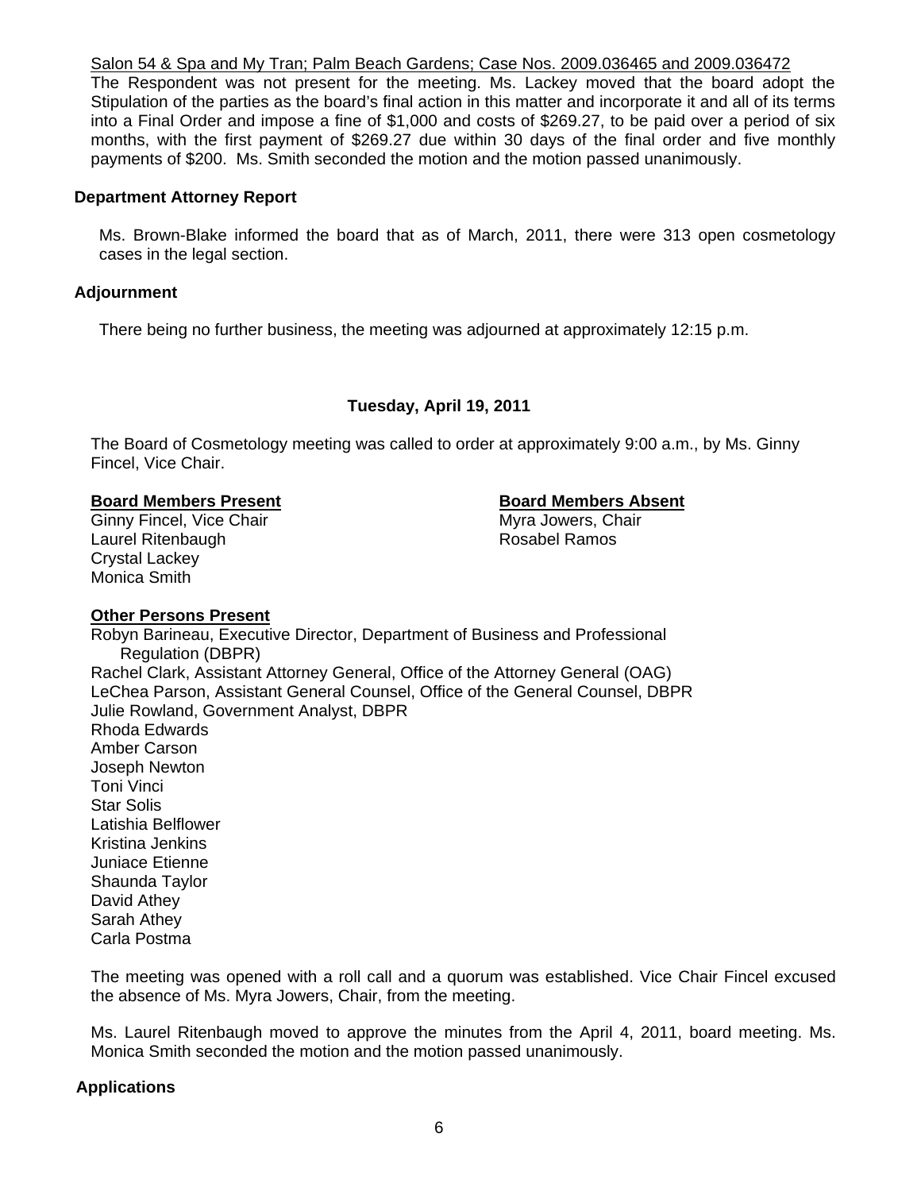Salon 54 & Spa and My Tran; Palm Beach Gardens; Case Nos. 2009.036465 and 2009.036472

The Respondent was not present for the meeting. Ms. Lackey moved that the board adopt the Stipulation of the parties as the board's final action in this matter and incorporate it and all of its terms into a Final Order and impose a fine of $1,000 and costs of $269.27, to be paid over a period of six months, with the first payment of $269.27 due within 30 days of the final order and five monthly payments of $200. Ms. Smith seconded the motion and the motion passed unanimously.

### Department Attorney Report

Ms. Brown-Blake informed the board that as of March, 2011, there were 313 open cosmetology cases in the legal section.

### Adjournment

There being no further business, the meeting was adjourned at approximately 12:15 p.m.

## Tuesday, April 19, 2011

The Board of Cosmetology meeting was called to order at approximately 9:00 a.m., by Ms. Ginny Fincel, Vice Chair.

**Board Members Present**

Ginny Fincel, Vice Chair
Laurel Ritenbaugh
Crystal Lackey
Monica Smith

**Board Members Absent**

Myra Jowers, Chair
Rosabel Ramos

**Other Persons Present**

Robyn Barineau, Executive Director, Department of Business and Professional Regulation (DBPR)
Rachel Clark, Assistant Attorney General, Office of the Attorney General (OAG)
LeChea Parson, Assistant General Counsel, Office of the General Counsel, DBPR
Julie Rowland, Government Analyst, DBPR
Rhoda Edwards
Amber Carson
Joseph Newton
Toni Vinci
Star Solis
Latishia Belflower
Kristina Jenkins
Juniace Etienne
Shaunda Taylor
David Athey
Sarah Athey
Carla Postma

The meeting was opened with a roll call and a quorum was established. Vice Chair Fincel excused the absence of Ms. Myra Jowers, Chair, from the meeting.

Ms. Laurel Ritenbaugh moved to approve the minutes from the April 4, 2011, board meeting. Ms. Monica Smith seconded the motion and the motion passed unanimously.

### Applications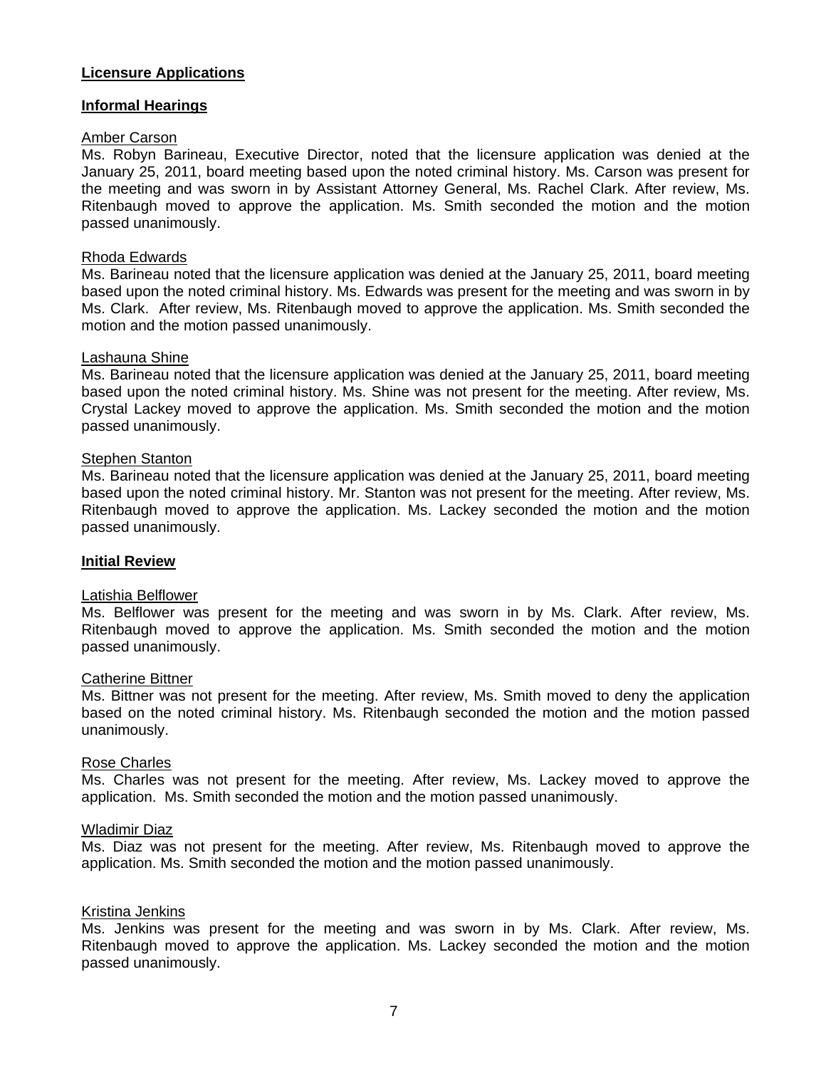## Licensure Applications

### Informal Hearings

<u>Amber Carson</u>
Ms. Robyn Barineau, Executive Director, noted that the licensure application was denied at the January 25, 2011, board meeting based upon the noted criminal history. Ms. Carson was present for the meeting and was sworn in by Assistant Attorney General, Ms. Rachel Clark. After review, Ms. Ritenbaugh moved to approve the application. Ms. Smith seconded the motion and the motion passed unanimously.

<u>Rhoda Edwards</u>
Ms. Barineau noted that the licensure application was denied at the January 25, 2011, board meeting based upon the noted criminal history. Ms. Edwards was present for the meeting and was sworn in by Ms. Clark. After review, Ms. Ritenbaugh moved to approve the application. Ms. Smith seconded the motion and the motion passed unanimously.

<u>Lashauna Shine</u>
Ms. Barineau noted that the licensure application was denied at the January 25, 2011, board meeting based upon the noted criminal history. Ms. Shine was not present for the meeting. After review, Ms. Crystal Lackey moved to approve the application. Ms. Smith seconded the motion and the motion passed unanimously.

<u>Stephen Stanton</u>
Ms. Barineau noted that the licensure application was denied at the January 25, 2011, board meeting based upon the noted criminal history. Mr. Stanton was not present for the meeting. After review, Ms. Ritenbaugh moved to approve the application. Ms. Lackey seconded the motion and the motion passed unanimously.

### Initial Review

<u>Latishia Belflower</u>
Ms. Belflower was present for the meeting and was sworn in by Ms. Clark. After review, Ms. Ritenbaugh moved to approve the application. Ms. Smith seconded the motion and the motion passed unanimously.

<u>Catherine Bittner</u>
Ms. Bittner was not present for the meeting. After review, Ms. Smith moved to deny the application based on the noted criminal history. Ms. Ritenbaugh seconded the motion and the motion passed unanimously.

<u>Rose Charles</u>
Ms. Charles was not present for the meeting. After review, Ms. Lackey moved to approve the application. Ms. Smith seconded the motion and the motion passed unanimously.

<u>Wladimir Diaz</u>
Ms. Diaz was not present for the meeting. After review, Ms. Ritenbaugh moved to approve the application. Ms. Smith seconded the motion and the motion passed unanimously.

<u>Kristina Jenkins</u>
Ms. Jenkins was present for the meeting and was sworn in by Ms. Clark. After review, Ms. Ritenbaugh moved to approve the application. Ms. Lackey seconded the motion and the motion passed unanimously.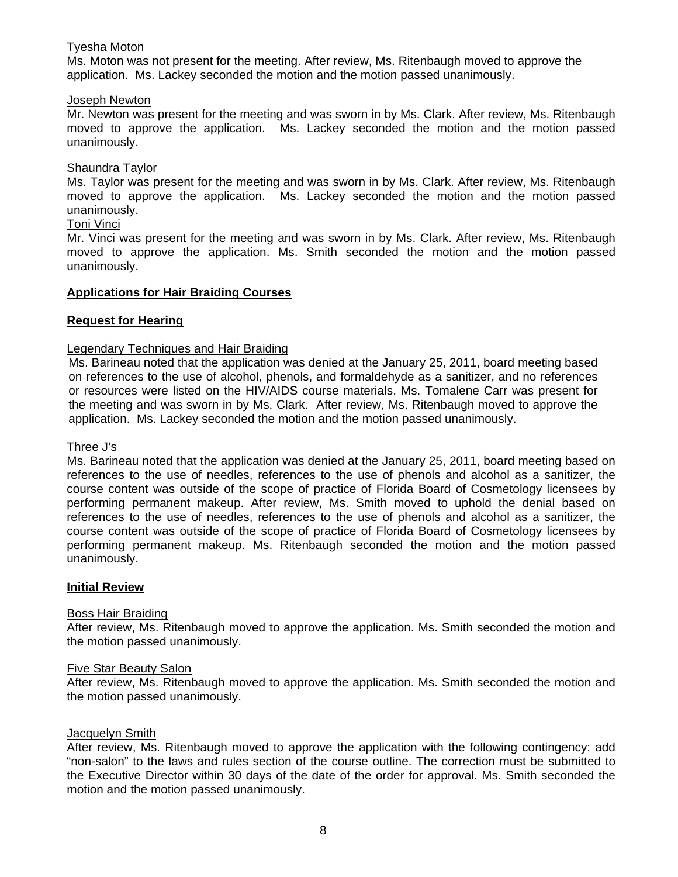Tyesha Moton

Ms. Moton was not present for the meeting. After review, Ms. Ritenbaugh moved to approve the application. Ms. Lackey seconded the motion and the motion passed unanimously.

Joseph Newton

Mr. Newton was present for the meeting and was sworn in by Ms. Clark. After review, Ms. Ritenbaugh moved to approve the application. Ms. Lackey seconded the motion and the motion passed unanimously.

Shaundra Taylor

Ms. Taylor was present for the meeting and was sworn in by Ms. Clark. After review, Ms. Ritenbaugh moved to approve the application. Ms. Lackey seconded the motion and the motion passed unanimously.

Toni Vinci

Mr. Vinci was present for the meeting and was sworn in by Ms. Clark. After review, Ms. Ritenbaugh moved to approve the application. Ms. Smith seconded the motion and the motion passed unanimously.

**Applications for Hair Braiding Courses**

**Request for Hearing**

Legendary Techniques and Hair Braiding

Ms. Barineau noted that the application was denied at the January 25, 2011, board meeting based on references to the use of alcohol, phenols, and formaldehyde as a sanitizer, and no references or resources were listed on the HIV/AIDS course materials. Ms. Tomalene Carr was present for the meeting and was sworn in by Ms. Clark. After review, Ms. Ritenbaugh moved to approve the application. Ms. Lackey seconded the motion and the motion passed unanimously.

Three J's

Ms. Barineau noted that the application was denied at the January 25, 2011, board meeting based on references to the use of needles, references to the use of phenols and alcohol as a sanitizer, the course content was outside of the scope of practice of Florida Board of Cosmetology licensees by performing permanent makeup. After review, Ms. Smith moved to uphold the denial based on references to the use of needles, references to the use of phenols and alcohol as a sanitizer, the course content was outside of the scope of practice of Florida Board of Cosmetology licensees by performing permanent makeup. Ms. Ritenbaugh seconded the motion and the motion passed unanimously.

**Initial Review**

Boss Hair Braiding

After review, Ms. Ritenbaugh moved to approve the application. Ms. Smith seconded the motion and the motion passed unanimously.

Five Star Beauty Salon

After review, Ms. Ritenbaugh moved to approve the application. Ms. Smith seconded the motion and the motion passed unanimously.

Jacquelyn Smith

After review, Ms. Ritenbaugh moved to approve the application with the following contingency: add "non-salon" to the laws and rules section of the course outline. The correction must be submitted to the Executive Director within 30 days of the date of the order for approval. Ms. Smith seconded the motion and the motion passed unanimously.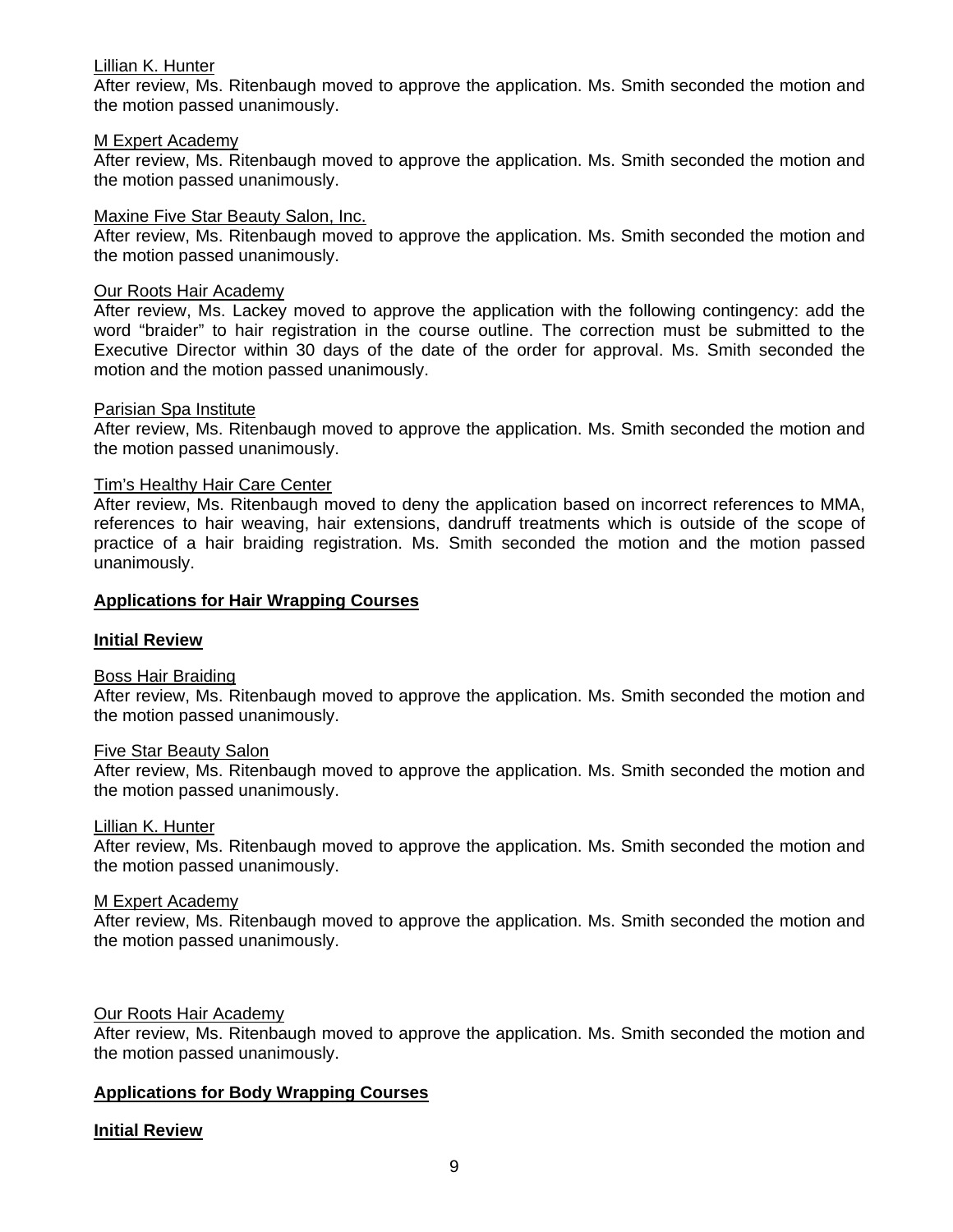Lillian K. Hunter

After review, Ms. Ritenbaugh moved to approve the application. Ms. Smith seconded the motion and the motion passed unanimously.

M Expert Academy

After review, Ms. Ritenbaugh moved to approve the application. Ms. Smith seconded the motion and the motion passed unanimously.

Maxine Five Star Beauty Salon, Inc.

After review, Ms. Ritenbaugh moved to approve the application. Ms. Smith seconded the motion and the motion passed unanimously.

Our Roots Hair Academy

After review, Ms. Lackey moved to approve the application with the following contingency: add the word "braider" to hair registration in the course outline. The correction must be submitted to the Executive Director within 30 days of the date of the order for approval. Ms. Smith seconded the motion and the motion passed unanimously.

Parisian Spa Institute

After review, Ms. Ritenbaugh moved to approve the application. Ms. Smith seconded the motion and the motion passed unanimously.

Tim's Healthy Hair Care Center

After review, Ms. Ritenbaugh moved to deny the application based on incorrect references to MMA, references to hair weaving, hair extensions, dandruff treatments which is outside of the scope of practice of a hair braiding registration. Ms. Smith seconded the motion and the motion passed unanimously.

**Applications for Hair Wrapping Courses**

**Initial Review**

Boss Hair Braiding

After review, Ms. Ritenbaugh moved to approve the application. Ms. Smith seconded the motion and the motion passed unanimously.

Five Star Beauty Salon

After review, Ms. Ritenbaugh moved to approve the application. Ms. Smith seconded the motion and the motion passed unanimously.

Lillian K. Hunter

After review, Ms. Ritenbaugh moved to approve the application. Ms. Smith seconded the motion and the motion passed unanimously.

M Expert Academy

After review, Ms. Ritenbaugh moved to approve the application. Ms. Smith seconded the motion and the motion passed unanimously.

Our Roots Hair Academy

After review, Ms. Ritenbaugh moved to approve the application. Ms. Smith seconded the motion and the motion passed unanimously.

**Applications for Body Wrapping Courses**

**Initial Review**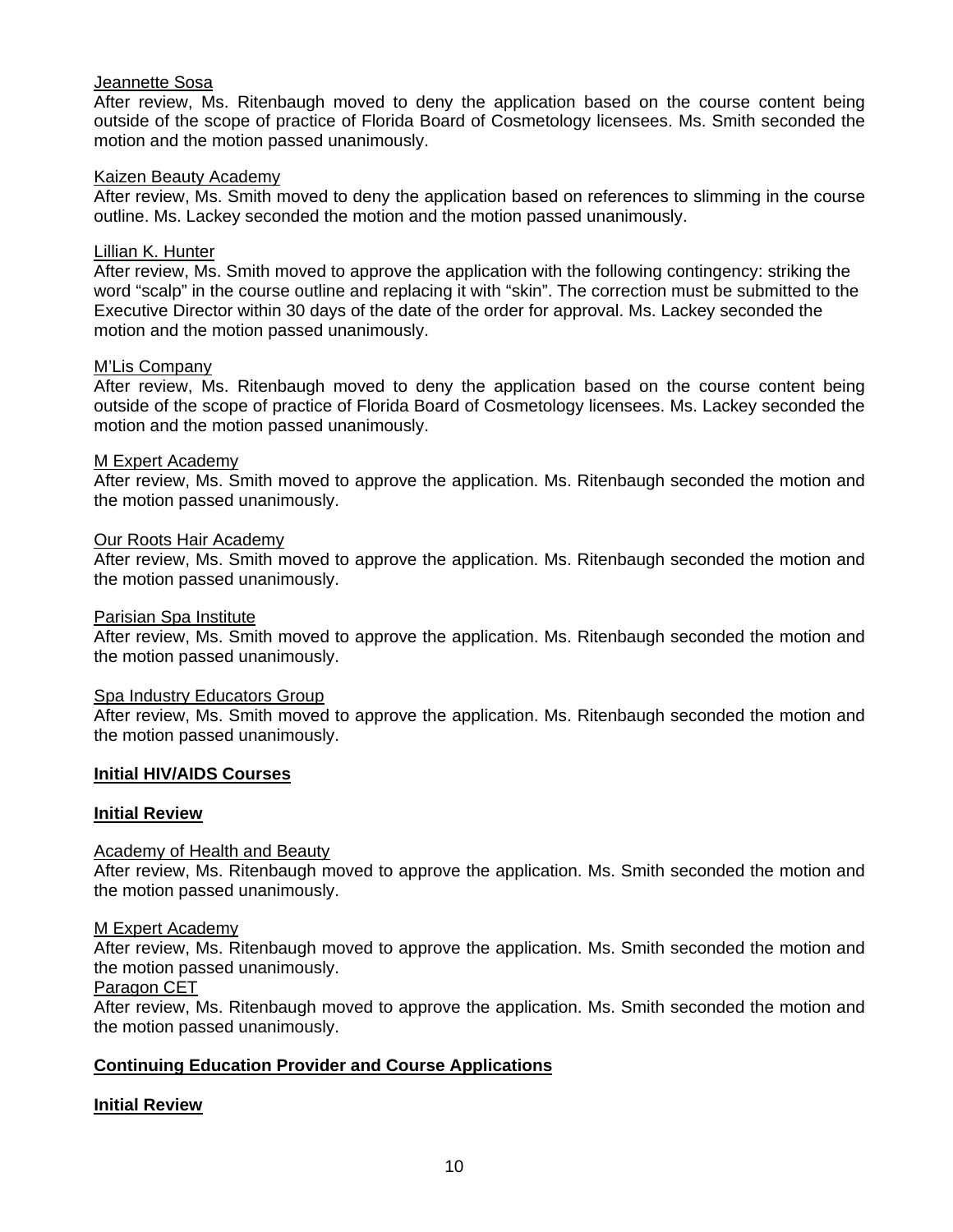Jeannette Sosa

After review, Ms. Ritenbaugh moved to deny the application based on the course content being outside of the scope of practice of Florida Board of Cosmetology licensees. Ms. Smith seconded the motion and the motion passed unanimously.

Kaizen Beauty Academy

After review, Ms. Smith moved to deny the application based on references to slimming in the course outline. Ms. Lackey seconded the motion and the motion passed unanimously.

Lillian K. Hunter

After review, Ms. Smith moved to approve the application with the following contingency: striking the word "scalp" in the course outline and replacing it with "skin". The correction must be submitted to the Executive Director within 30 days of the date of the order for approval. Ms. Lackey seconded the motion and the motion passed unanimously.

M'Lis Company

After review, Ms. Ritenbaugh moved to deny the application based on the course content being outside of the scope of practice of Florida Board of Cosmetology licensees. Ms. Lackey seconded the motion and the motion passed unanimously.

M Expert Academy

After review, Ms. Smith moved to approve the application. Ms. Ritenbaugh seconded the motion and the motion passed unanimously.

Our Roots Hair Academy

After review, Ms. Smith moved to approve the application. Ms. Ritenbaugh seconded the motion and the motion passed unanimously.

Parisian Spa Institute

After review, Ms. Smith moved to approve the application. Ms. Ritenbaugh seconded the motion and the motion passed unanimously.

Spa Industry Educators Group

After review, Ms. Smith moved to approve the application. Ms. Ritenbaugh seconded the motion and the motion passed unanimously.

**Initial HIV/AIDS Courses**

**Initial Review**

Academy of Health and Beauty

After review, Ms. Ritenbaugh moved to approve the application. Ms. Smith seconded the motion and the motion passed unanimously.

M Expert Academy

After review, Ms. Ritenbaugh moved to approve the application. Ms. Smith seconded the motion and the motion passed unanimously.

Paragon CET

After review, Ms. Ritenbaugh moved to approve the application. Ms. Smith seconded the motion and the motion passed unanimously.

**Continuing Education Provider and Course Applications**

**Initial Review**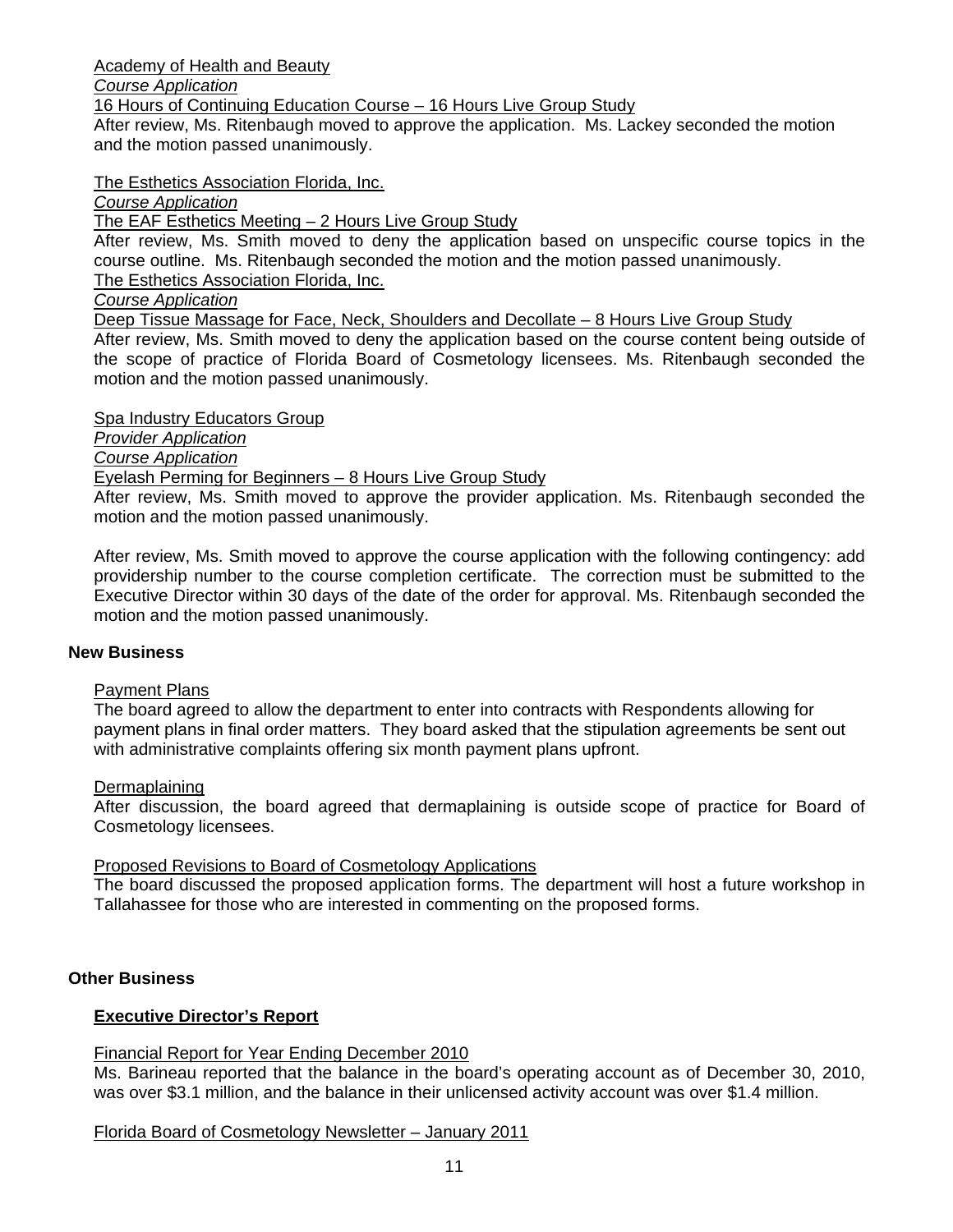Academy of Health and Beauty

*Course Application*

16 Hours of Continuing Education Course – 16 Hours Live Group Study

After review, Ms. Ritenbaugh moved to approve the application. Ms. Lackey seconded the motion and the motion passed unanimously.

The Esthetics Association Florida, Inc.

*Course Application*

The EAF Esthetics Meeting – 2 Hours Live Group Study

After review, Ms. Smith moved to deny the application based on unspecific course topics in the course outline. Ms. Ritenbaugh seconded the motion and the motion passed unanimously.

The Esthetics Association Florida, Inc.

*Course Application*

Deep Tissue Massage for Face, Neck, Shoulders and Decollate – 8 Hours Live Group Study

After review, Ms. Smith moved to deny the application based on the course content being outside of the scope of practice of Florida Board of Cosmetology licensees. Ms. Ritenbaugh seconded the motion and the motion passed unanimously.

Spa Industry Educators Group

*Provider Application*

*Course Application*

Eyelash Perming for Beginners – 8 Hours Live Group Study

After review, Ms. Smith moved to approve the provider application. Ms. Ritenbaugh seconded the motion and the motion passed unanimously.

After review, Ms. Smith moved to approve the course application with the following contingency: add providership number to the course completion certificate. The correction must be submitted to the Executive Director within 30 days of the date of the order for approval. Ms. Ritenbaugh seconded the motion and the motion passed unanimously.

**New Business**

Payment Plans

The board agreed to allow the department to enter into contracts with Respondents allowing for payment plans in final order matters. They board asked that the stipulation agreements be sent out with administrative complaints offering six month payment plans upfront.

Dermaplaining

After discussion, the board agreed that dermaplaining is outside scope of practice for Board of Cosmetology licensees.

Proposed Revisions to Board of Cosmetology Applications

The board discussed the proposed application forms. The department will host a future workshop in Tallahassee for those who are interested in commenting on the proposed forms.

**Other Business**

**Executive Director's Report**

Financial Report for Year Ending December 2010

Ms. Barineau reported that the balance in the board's operating account as of December 30, 2010, was over $3.1 million, and the balance in their unlicensed activity account was over $1.4 million.

Florida Board of Cosmetology Newsletter – January 2011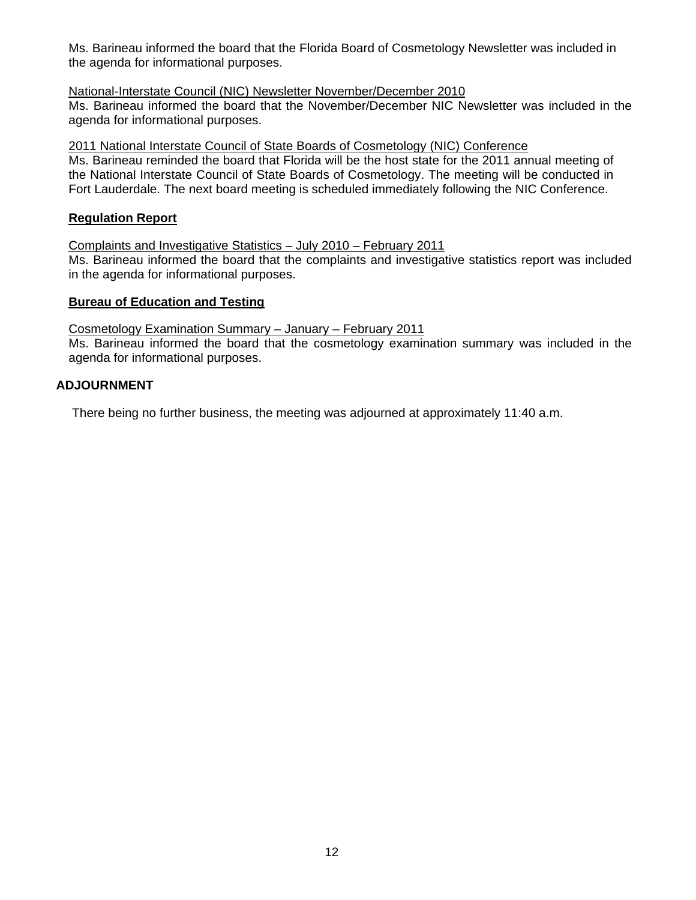Ms. Barineau informed the board that the Florida Board of Cosmetology Newsletter was included in the agenda for informational purposes.

National-Interstate Council (NIC) Newsletter November/December 2010

Ms. Barineau informed the board that the November/December NIC Newsletter was included in the agenda for informational purposes.

2011 National Interstate Council of State Boards of Cosmetology (NIC) Conference

Ms. Barineau reminded the board that Florida will be the host state for the 2011 annual meeting of the National Interstate Council of State Boards of Cosmetology. The meeting will be conducted in Fort Lauderdale. The next board meeting is scheduled immediately following the NIC Conference.

**Regulation Report**

Complaints and Investigative Statistics – July 2010 – February 2011

Ms. Barineau informed the board that the complaints and investigative statistics report was included in the agenda for informational purposes.

**Bureau of Education and Testing**

Cosmetology Examination Summary – January – February 2011

Ms. Barineau informed the board that the cosmetology examination summary was included in the agenda for informational purposes.

**ADJOURNMENT**

There being no further business, the meeting was adjourned at approximately 11:40 a.m.